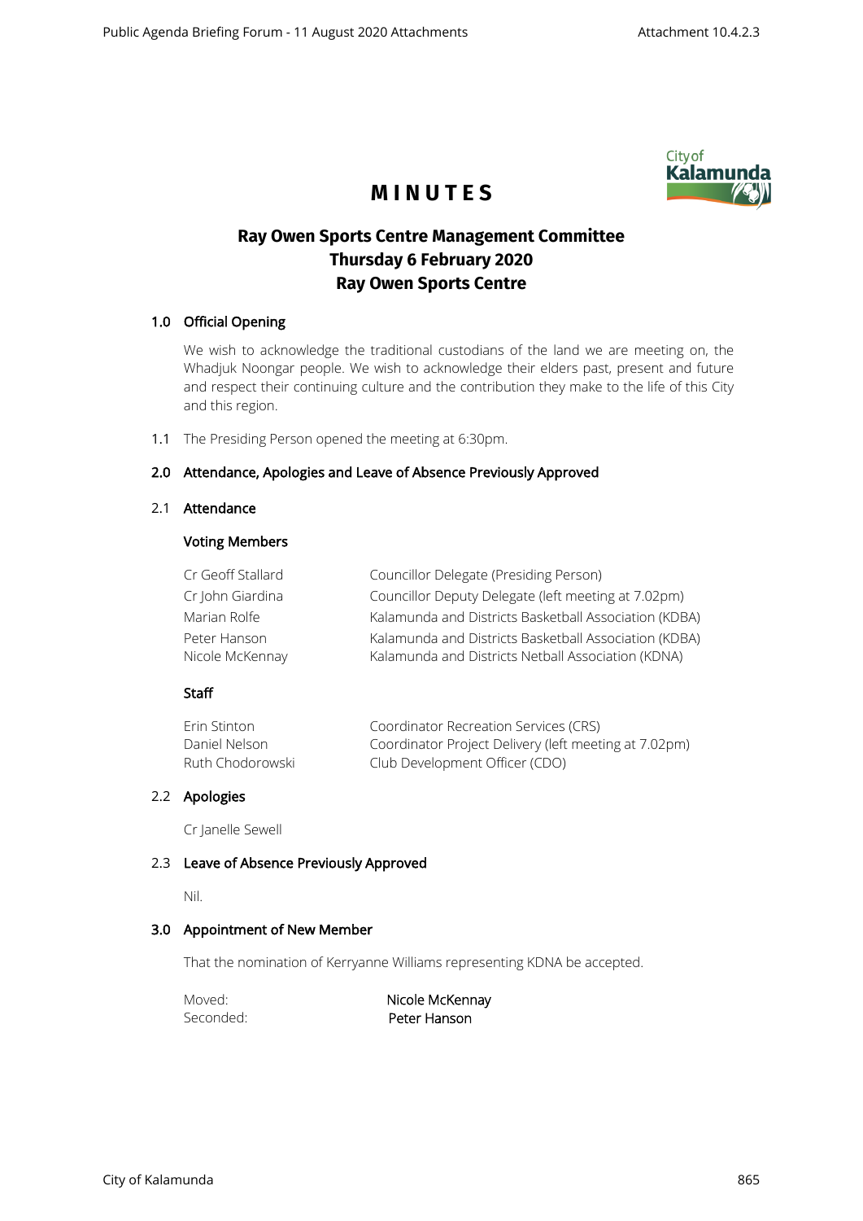# MINUTES

## Ray Owen Sports Centre Management Committee
## Thursday 6 February 2020
## Ray Owen Sports Centre

### 1.0 Official Opening

We wish to acknowledge the traditional custodians of the land we are meeting on, the Whadjuk Noongar people. We wish to acknowledge their elders past, present and future and respect their continuing culture and the contribution they make to the life of this City and this region.

1.1 The Presiding Person opened the meeting at 6:30pm.

### 2.0 Attendance, Apologies and Leave of Absence Previously Approved

#### 2.1 Attendance

**Voting Members**

| | |
|---|---|
| Cr Geoff Stallard | Councillor Delegate (Presiding Person) |
| Cr John Giardina | Councillor Deputy Delegate (left meeting at 7.02pm) |
| Marian Rolfe | Kalamunda and Districts Basketball Association (KDBA) |
| Peter Hanson | Kalamunda and Districts Basketball Association (KDBA) |
| Nicole McKennay | Kalamunda and Districts Netball Association (KDNA) |

**Staff**

| | |
|---|---|
| Erin Stinton | Coordinator Recreation Services (CRS) |
| Daniel Nelson | Coordinator Project Delivery (left meeting at 7.02pm) |
| Ruth Chodorowski | Club Development Officer (CDO) |

#### 2.2 Apologies

Cr Janelle Sewell

#### 2.3 Leave of Absence Previously Approved

Nil.

### 3.0 Appointment of New Member

That the nomination of Kerryanne Williams representing KDNA be accepted.

| | |
|---|---|
| Moved: | Nicole McKennay |
| Seconded: | Peter Hanson |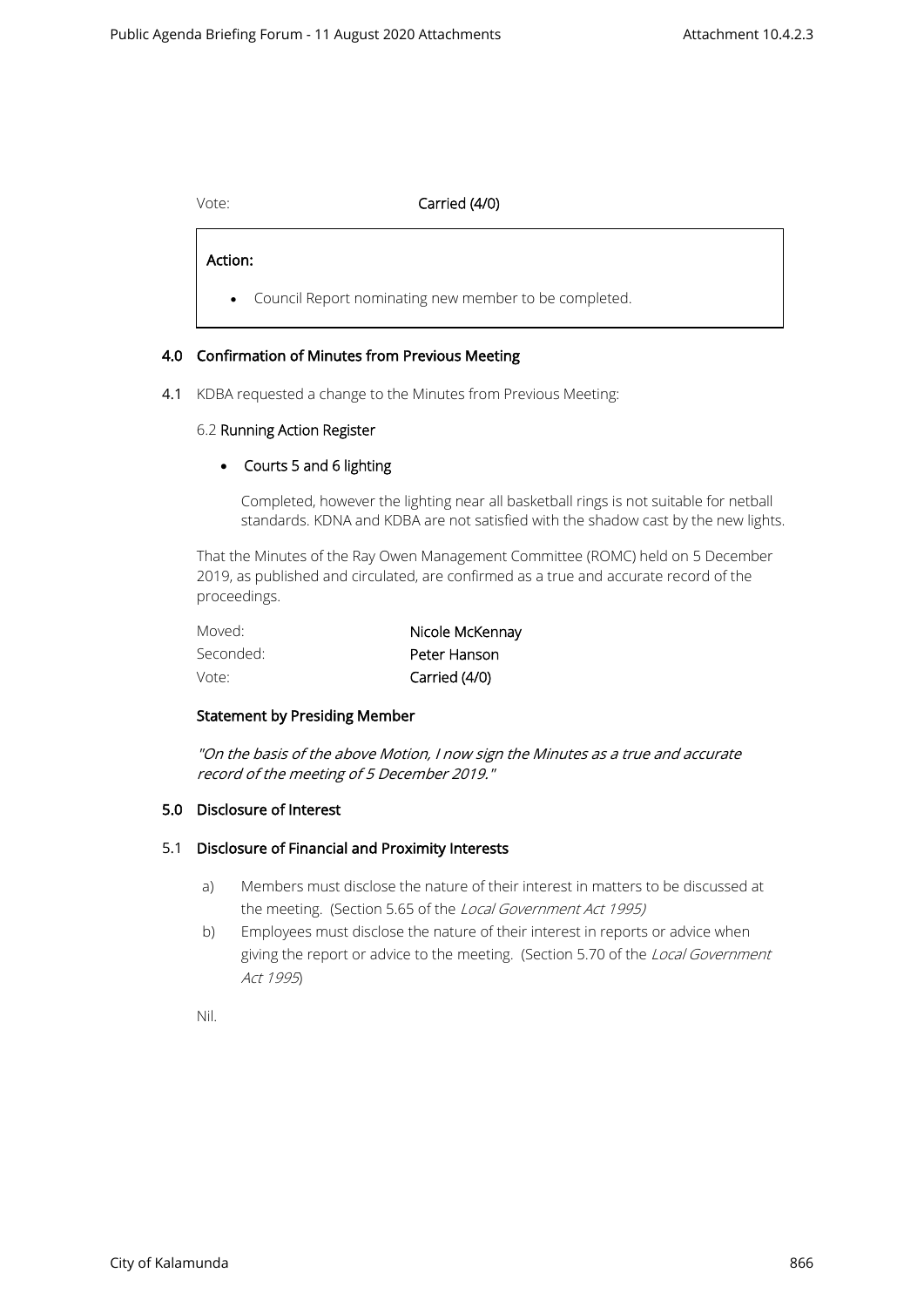Vote: **Carried (4/0)**

> **Action:**
>
> - Council Report nominating new member to be completed.

## 4.0 Confirmation of Minutes from Previous Meeting

**4.1** KDBA requested a change to the Minutes from Previous Meeting:

6.2 **Running Action Register**

- **Courts 5 and 6 lighting**

  Completed, however the lighting near all basketball rings is not suitable for netball standards. KDNA and KDBA are not satisfied with the shadow cast by the new lights.

That the Minutes of the Ray Owen Management Committee (ROMC) held on 5 December 2019, as published and circulated, are confirmed as a true and accurate record of the proceedings.

| | |
|---|---|
| Moved: | **Nicole McKennay** |
| Seconded: | **Peter Hanson** |
| Vote: | **Carried (4/0)** |

**Statement by Presiding Member**

*"On the basis of the above Motion, I now sign the Minutes as a true and accurate record of the meeting of 5 December 2019."*

## 5.0 Disclosure of Interest

### 5.1 Disclosure of Financial and Proximity Interests

a) Members must disclose the nature of their interest in matters to be discussed at the meeting. (Section 5.65 of the *Local Government Act 1995)*

b) Employees must disclose the nature of their interest in reports or advice when giving the report or advice to the meeting. (Section 5.70 of the *Local Government Act 1995*)

Nil.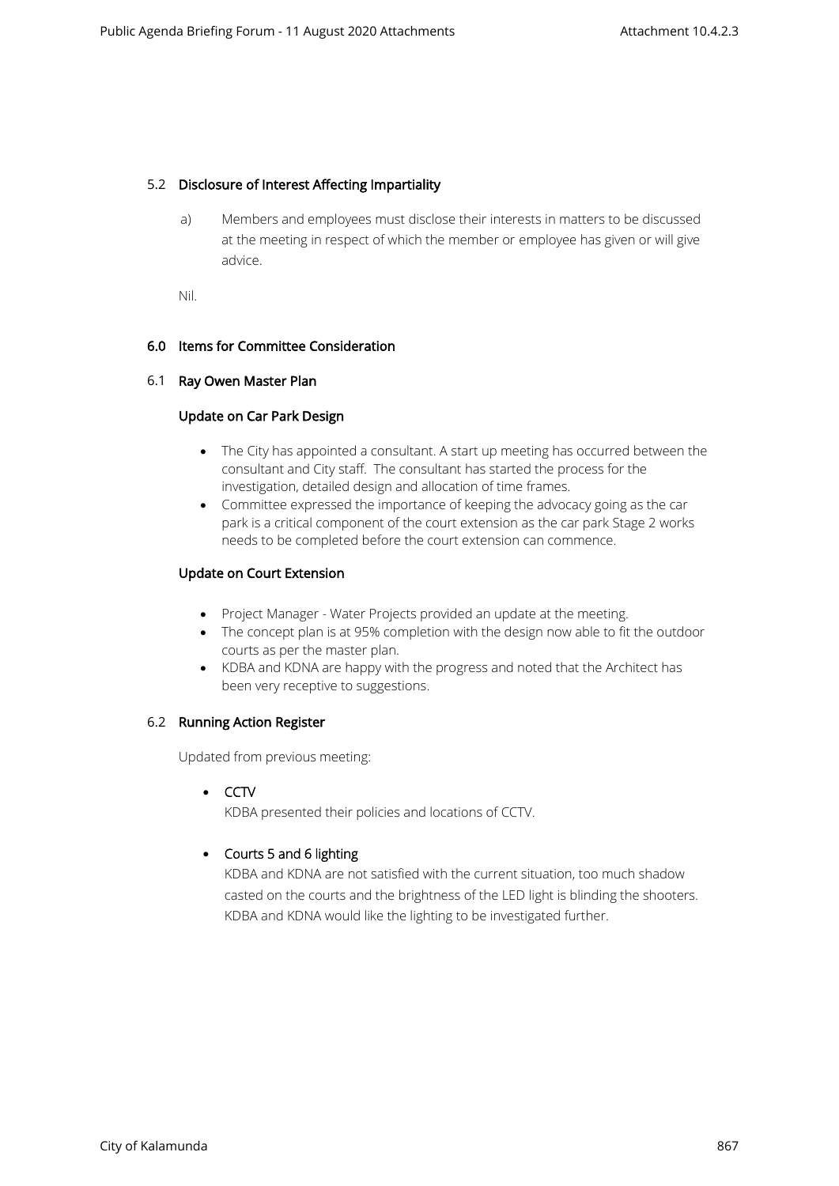## 5.2 Disclosure of Interest Affecting Impartiality

a) Members and employees must disclose their interests in matters to be discussed at the meeting in respect of which the member or employee has given or will give advice.

Nil.

## 6.0 Items for Committee Consideration

## 6.1 Ray Owen Master Plan

### Update on Car Park Design

- The City has appointed a consultant. A start up meeting has occurred between the consultant and City staff. The consultant has started the process for the investigation, detailed design and allocation of time frames.
- Committee expressed the importance of keeping the advocacy going as the car park is a critical component of the court extension as the car park Stage 2 works needs to be completed before the court extension can commence.

### Update on Court Extension

- Project Manager - Water Projects provided an update at the meeting.
- The concept plan is at 95% completion with the design now able to fit the outdoor courts as per the master plan.
- KDBA and KDNA are happy with the progress and noted that the Architect has been very receptive to suggestions.

## 6.2 Running Action Register

Updated from previous meeting:

- CCTV
  KDBA presented their policies and locations of CCTV.

- Courts 5 and 6 lighting
  KDBA and KDNA are not satisfied with the current situation, too much shadow casted on the courts and the brightness of the LED light is blinding the shooters. KDBA and KDNA would like the lighting to be investigated further.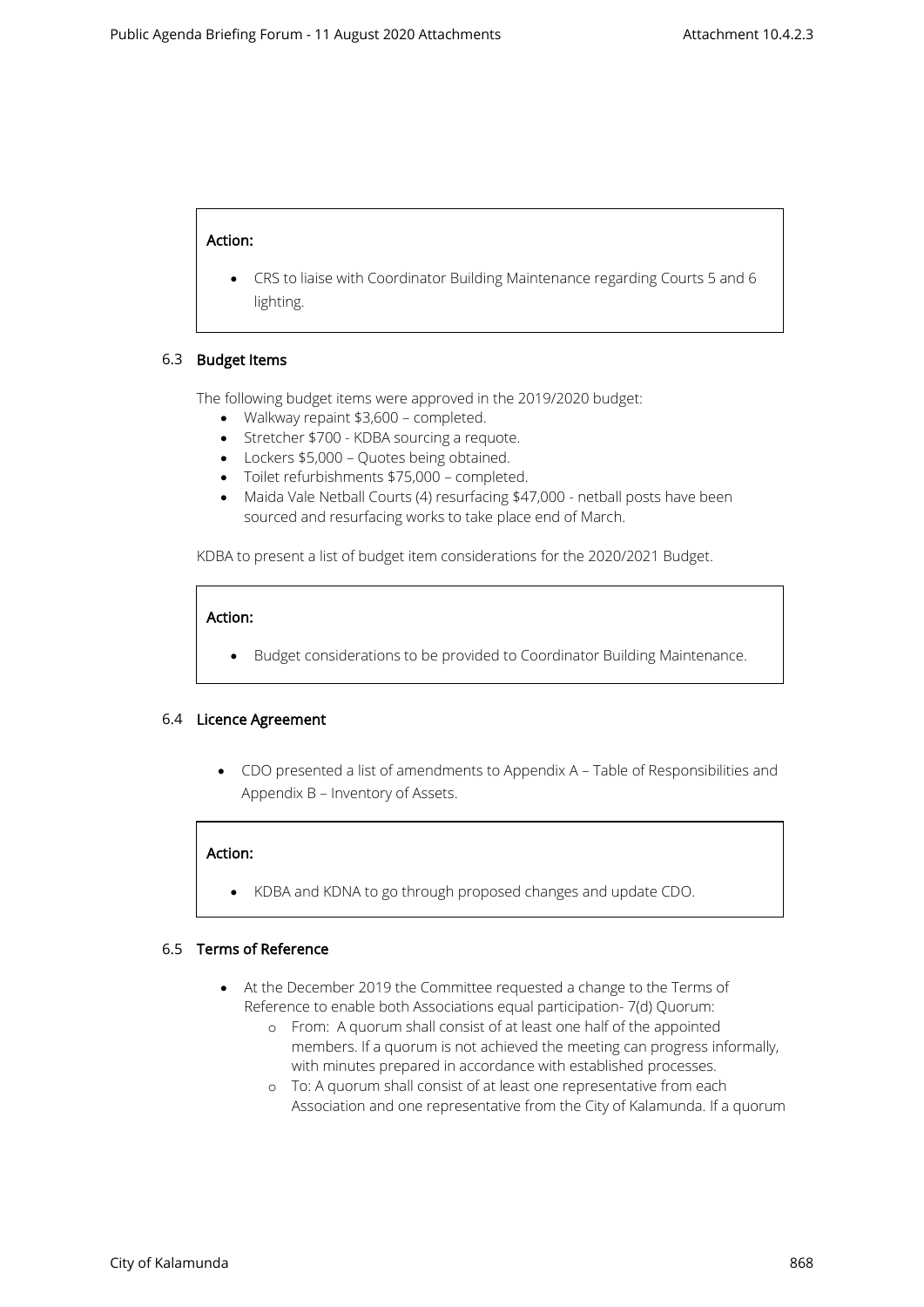**Action:**

- CRS to liaise with Coordinator Building Maintenance regarding Courts 5 and 6 lighting.

### 6.3 Budget Items

The following budget items were approved in the 2019/2020 budget:

- Walkway repaint $3,600 – completed.
- Stretcher $700 - KDBA sourcing a requote.
- Lockers $5,000 – Quotes being obtained.
- Toilet refurbishments $75,000 – completed.
- Maida Vale Netball Courts (4) resurfacing $47,000 - netball posts have been sourced and resurfacing works to take place end of March.

KDBA to present a list of budget item considerations for the 2020/2021 Budget.

**Action:**

- Budget considerations to be provided to Coordinator Building Maintenance.

### 6.4 Licence Agreement

- CDO presented a list of amendments to Appendix A – Table of Responsibilities and Appendix B – Inventory of Assets.

**Action:**

- KDBA and KDNA to go through proposed changes and update CDO.

### 6.5 Terms of Reference

- At the December 2019 the Committee requested a change to the Terms of Reference to enable both Associations equal participation- 7(d) Quorum:
  - From: A quorum shall consist of at least one half of the appointed members. If a quorum is not achieved the meeting can progress informally, with minutes prepared in accordance with established processes.
  - To: A quorum shall consist of at least one representative from each Association and one representative from the City of Kalamunda. If a quorum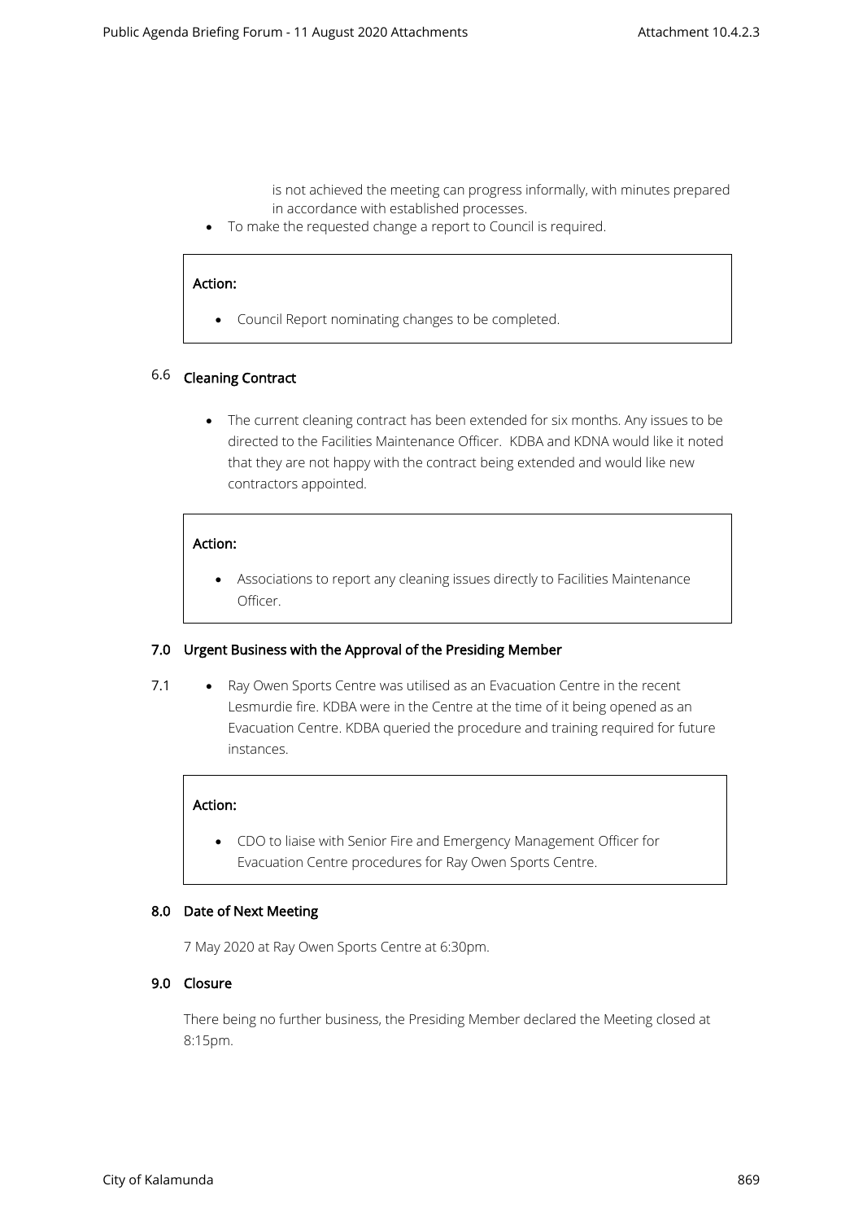is not achieved the meeting can progress informally, with minutes prepared in accordance with established processes.

- To make the requested change a report to Council is required.

> **Action:**
>
> - Council Report nominating changes to be completed.

### 6.6 Cleaning Contract

- The current cleaning contract has been extended for six months. Any issues to be directed to the Facilities Maintenance Officer. KDBA and KDNA would like it noted that they are not happy with the contract being extended and would like new contractors appointed.

> **Action:**
>
> - Associations to report any cleaning issues directly to Facilities Maintenance Officer.

## 7.0 Urgent Business with the Approval of the Presiding Member

7.1

- Ray Owen Sports Centre was utilised as an Evacuation Centre in the recent Lesmurdie fire. KDBA were in the Centre at the time of it being opened as an Evacuation Centre. KDBA queried the procedure and training required for future instances.

> **Action:**
>
> - CDO to liaise with Senior Fire and Emergency Management Officer for Evacuation Centre procedures for Ray Owen Sports Centre.

## 8.0 Date of Next Meeting

7 May 2020 at Ray Owen Sports Centre at 6:30pm.

## 9.0 Closure

There being no further business, the Presiding Member declared the Meeting closed at 8:15pm.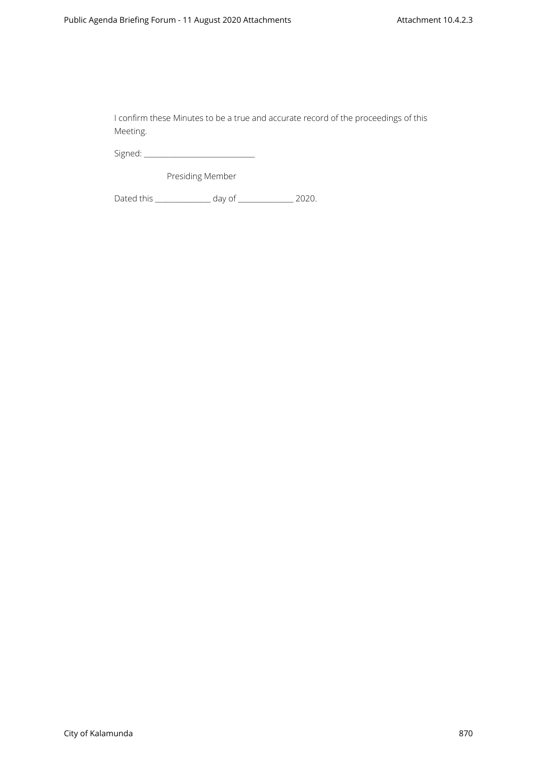I confirm these Minutes to be a true and accurate record of the proceedings of this Meeting.

Signed: _____________________________

Presiding Member

Dated this _______________ day of _______________ 2020.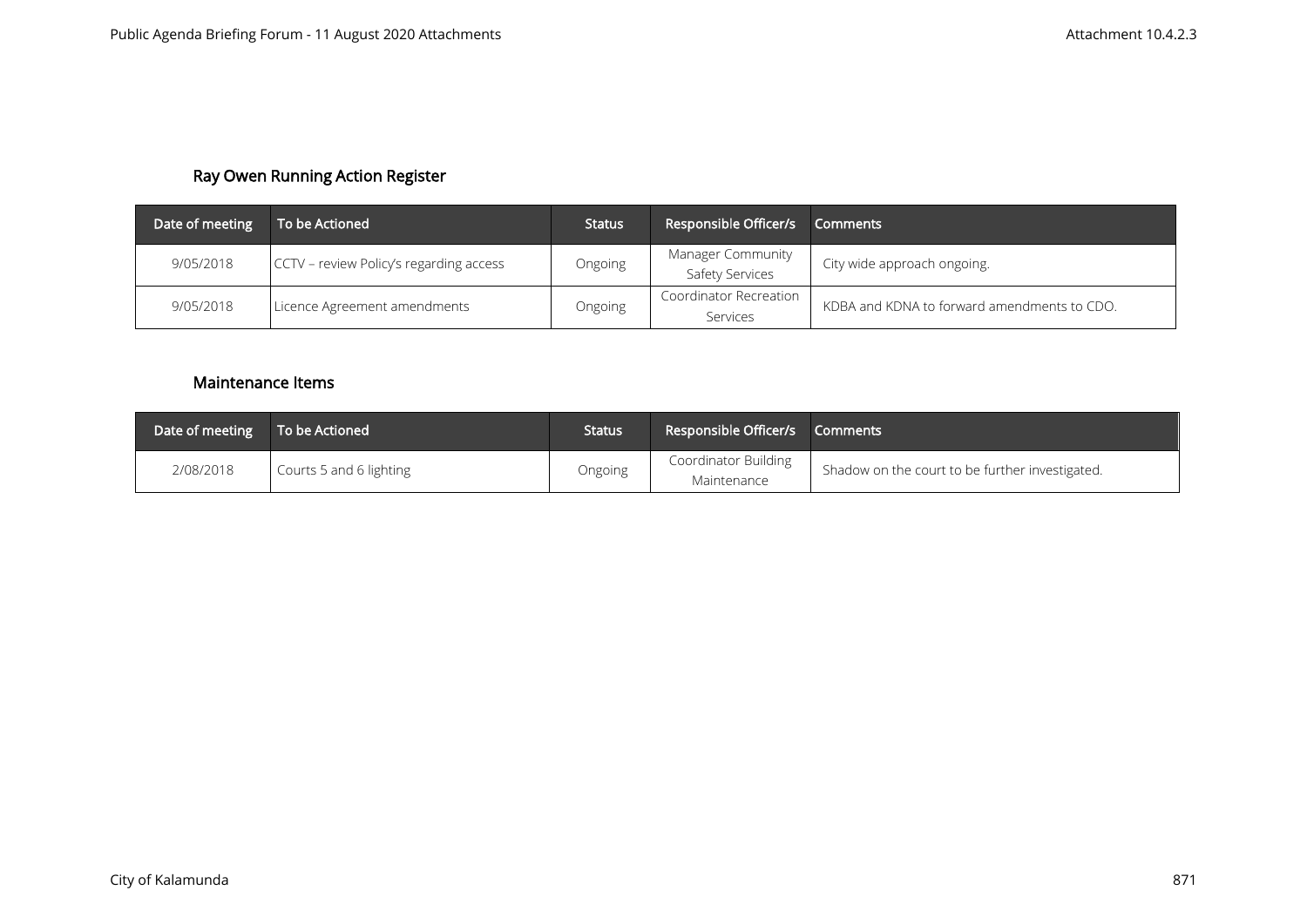## Ray Owen Running Action Register

| Date of meeting | To be Actioned | Status | Responsible Officer/s | Comments |
|---|---|---|---|---|
| 9/05/2018 | CCTV – review Policy's regarding access | Ongoing | Manager Community Safety Services | City wide approach ongoing. |
| 9/05/2018 | Licence Agreement amendments | Ongoing | Coordinator Recreation Services | KDBA and KDNA to forward amendments to CDO. |

## Maintenance Items

| Date of meeting | To be Actioned | Status | Responsible Officer/s | Comments |
|---|---|---|---|---|
| 2/08/2018 | Courts 5 and 6 lighting | Ongoing | Coordinator Building Maintenance | Shadow on the court to be further investigated. |